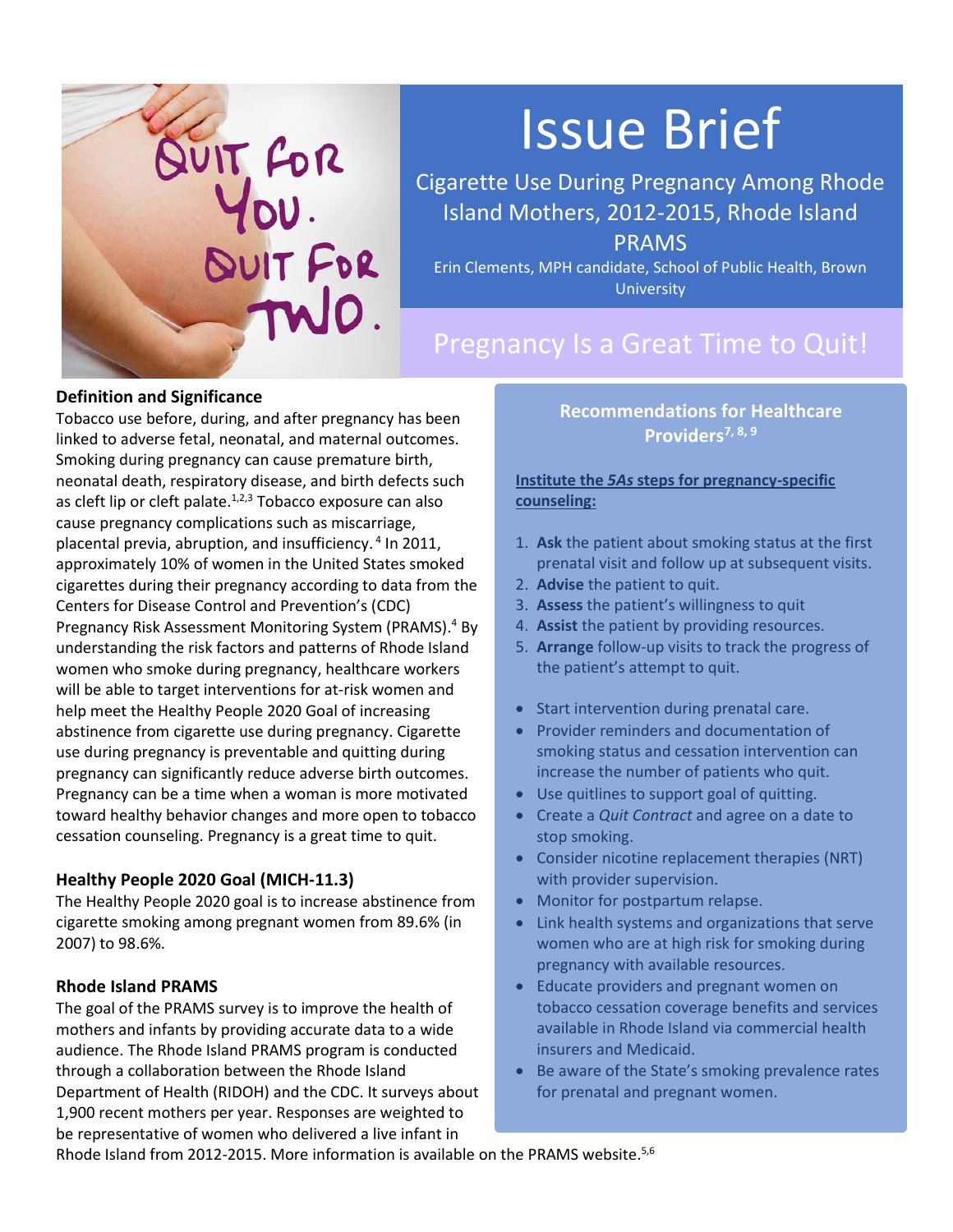# Issue Brief

## Cigarette Use During Pregnancy Among Rhode Island Mothers, 2012-2015, Rhode Island PRAMS

Erin Clements, MPH candidate, School of Public Health, Brown University

## Pregnancy Is a Great Time to Quit!

### Definition and Significance

Tobacco use before, during, and after pregnancy has been linked to adverse fetal, neonatal, and maternal outcomes. Smoking during pregnancy can cause premature birth, neonatal death, respiratory disease, and birth defects such as cleft lip or cleft palate.[1,2,3] Tobacco exposure can also cause pregnancy complications such as miscarriage, placental previa, abruption, and insufficiency.[4] In 2011, approximately 10% of women in the United States smoked cigarettes during their pregnancy according to data from the Centers for Disease Control and Prevention's (CDC) Pregnancy Risk Assessment Monitoring System (PRAMS).[4] By understanding the risk factors and patterns of Rhode Island women who smoke during pregnancy, healthcare workers will be able to target interventions for at-risk women and help meet the Healthy People 2020 Goal of increasing abstinence from cigarette use during pregnancy. Cigarette use during pregnancy is preventable and quitting during pregnancy can significantly reduce adverse birth outcomes. Pregnancy can be a time when a woman is more motivated toward healthy behavior changes and more open to tobacco cessation counseling. Pregnancy is a great time to quit.

### Healthy People 2020 Goal (MICH-11.3)

The Healthy People 2020 goal is to increase abstinence from cigarette smoking among pregnant women from 89.6% (in 2007) to 98.6%.

### Rhode Island PRAMS

The goal of the PRAMS survey is to improve the health of mothers and infants by providing accurate data to a wide audience. The Rhode Island PRAMS program is conducted through a collaboration between the Rhode Island Department of Health (RIDOH) and the CDC. It surveys about 1,900 recent mothers per year. Responses are weighted to be representative of women who delivered a live infant in Rhode Island from 2012-2015. More information is available on the PRAMS website.[5,6]

### Recommendations for Healthcare Providers[7,8,9]

**Institute the *5As* steps for pregnancy-specific counseling:**

1. **Ask** the patient about smoking status at the first prenatal visit and follow up at subsequent visits.
2. **Advise** the patient to quit.
3. **Assess** the patient's willingness to quit
4. **Assist** the patient by providing resources.
5. **Arrange** follow-up visits to track the progress of the patient's attempt to quit.

- Start intervention during prenatal care.
- Provider reminders and documentation of smoking status and cessation intervention can increase the number of patients who quit.
- Use quitlines to support goal of quitting.
- Create a *Quit Contract* and agree on a date to stop smoking.
- Consider nicotine replacement therapies (NRT) with provider supervision.
- Monitor for postpartum relapse.
- Link health systems and organizations that serve women who are at high risk for smoking during pregnancy with available resources.
- Educate providers and pregnant women on tobacco cessation coverage benefits and services available in Rhode Island via commercial health insurers and Medicaid.
- Be aware of the State's smoking prevalence rates for prenatal and pregnant women.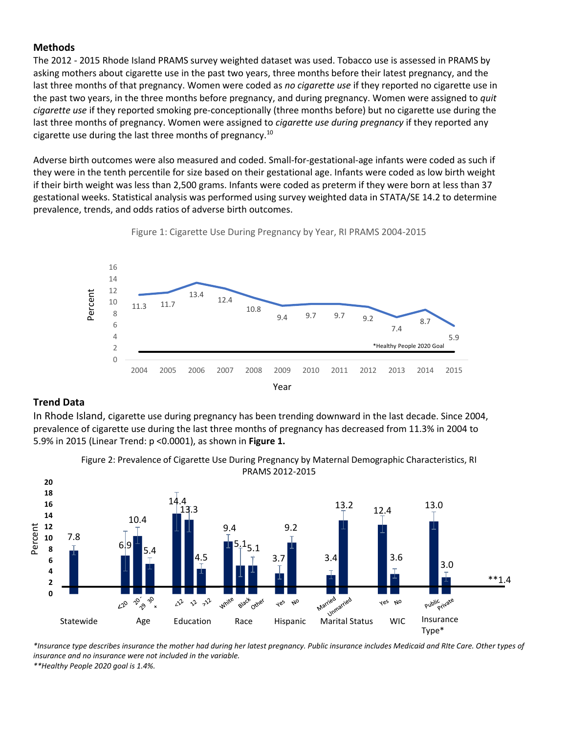## Methods

The 2012 - 2015 Rhode Island PRAMS survey weighted dataset was used. Tobacco use is assessed in PRAMS by asking mothers about cigarette use in the past two years, three months before their latest pregnancy, and the last three months of that pregnancy. Women were coded as *no cigarette use* if they reported no cigarette use in the past two years, in the three months before pregnancy, and during pregnancy. Women were assigned to *quit cigarette use* if they reported smoking pre-conceptionally (three months before) but no cigarette use during the last three months of pregnancy. Women were assigned to *cigarette use during pregnancy* if they reported any cigarette use during the last three months of pregnancy.[10]

Adverse birth outcomes were also measured and coded. Small-for-gestational-age infants were coded as such if they were in the tenth percentile for size based on their gestational age. Infants were coded as low birth weight if their birth weight was less than 2,500 grams. Infants were coded as preterm if they were born at less than 37 gestational weeks. Statistical analysis was performed using survey weighted data in STATA/SE 14.2 to determine prevalence, trends, and odds ratios of adverse birth outcomes.

Figure 1: Cigarette Use During Pregnancy by Year, RI PRAMS 2004-2015

| Year | 2004 | 2005 | 2006 | 2007 | 2008 | 2009 | 2010 | 2011 | 2012 | 2013 | 2014 | 2015 |
|---|---|---|---|---|---|---|---|---|---|---|---|---|
| Percent | 11.3 | 11.7 | 13.4 | 12.4 | 10.8 | 9.4 | 9.7 | 9.7 | 9.2 | 7.4 | 8.7 | 5.9 |

*Healthy People 2020 Goal

## Trend Data

In Rhode Island, cigarette use during pregnancy has been trending downward in the last decade. Since 2004, prevalence of cigarette use during the last three months of pregnancy has decreased from 11.3% in 2004 to 5.9% in 2015 (Linear Trend: $p < 0.0001$), as shown in **Figure 1.**

Figure 2: Prevalence of Cigarette Use During Pregnancy by Maternal Demographic Characteristics, RI PRAMS 2012-2015

| Characteristic | Group | Percent |
|---|---|---|
| Statewide | | 7.8 |
| Age | <20 | 6.9 |
| | 20-29 | 10.4 |
| | 30+ | 5.4 |
| Education | <12 | 14.4 |
| | 12 | 13.3 |
| | >12 | 4.5 |
| Race | White | 9.4 |
| | Black | 5.1 |
| | Other | 5.1 |
| Hispanic | Yes | 3.7 |
| | No | 9.2 |
| Marital Status | Married | 3.4 |
| | Unmarried | 13.2 |
| WIC | Yes | 12.4 |
| | No | 3.6 |
| Insurance Type* | Public | 13.0 |
| | Private | 3.0 |

**1.4

*Insurance type describes insurance the mother had during her latest pregnancy. Public insurance includes Medicaid and RIte Care. Other types of insurance and no insurance were not included in the variable.*

***Healthy People 2020 goal is 1.4%.*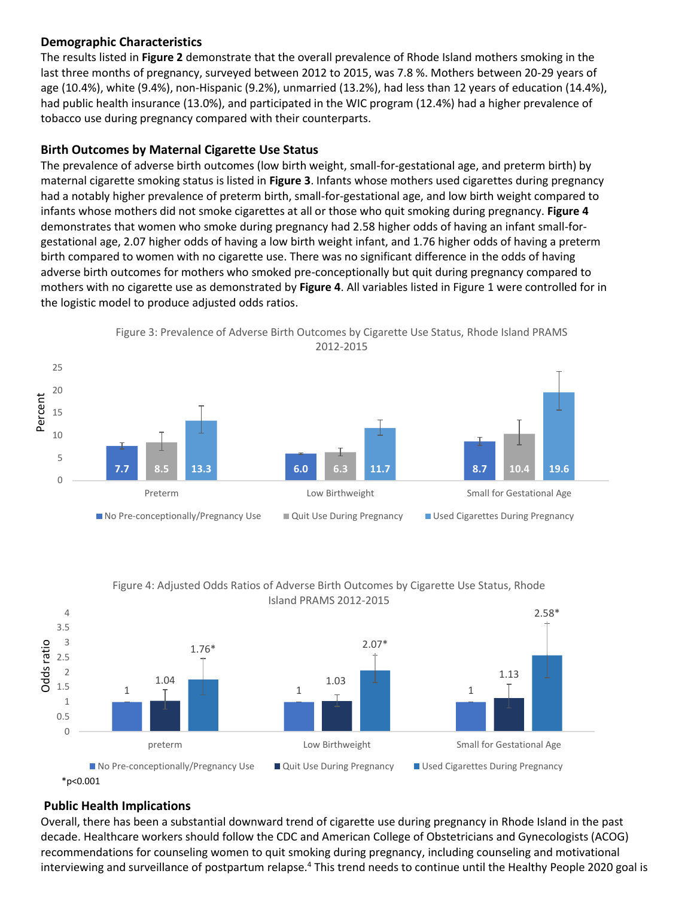### Demographic Characteristics

The results listed in **Figure 2** demonstrate that the overall prevalence of Rhode Island mothers smoking in the last three months of pregnancy, surveyed between 2012 to 2015, was 7.8 %. Mothers between 20-29 years of age (10.4%), white (9.4%), non-Hispanic (9.2%), unmarried (13.2%), had less than 12 years of education (14.4%), had public health insurance (13.0%), and participated in the WIC program (12.4%) had a higher prevalence of tobacco use during pregnancy compared with their counterparts.

### Birth Outcomes by Maternal Cigarette Use Status

The prevalence of adverse birth outcomes (low birth weight, small-for-gestational age, and preterm birth) by maternal cigarette smoking status is listed in **Figure 3**. Infants whose mothers used cigarettes during pregnancy had a notably higher prevalence of preterm birth, small-for-gestational age, and low birth weight compared to infants whose mothers did not smoke cigarettes at all or those who quit smoking during pregnancy. **Figure 4** demonstrates that women who smoke during pregnancy had 2.58 higher odds of having an infant small-for-gestational age, 2.07 higher odds of having a low birth weight infant, and 1.76 higher odds of having a preterm birth compared to women with no cigarette use. There was no significant difference in the odds of having adverse birth outcomes for mothers who smoked pre-conceptionally but quit during pregnancy compared to mothers with no cigarette use as demonstrated by **Figure 4**. All variables listed in Figure 1 were controlled for in the logistic model to produce adjusted odds ratios.

Figure 3: Prevalence of Adverse Birth Outcomes by Cigarette Use Status, Rhode Island PRAMS 2012-2015

| Percent | No Pre-conceptionally/Pregnancy Use | Quit Use During Pregnancy | Used Cigarettes During Pregnancy |
|---|---|---|---|
| Preterm | 7.7 | 8.5 | 13.3 |
| Low Birthweight | 6.0 | 6.3 | 11.7 |
| Small for Gestational Age | 8.7 | 10.4 | 19.6 |

Figure 4: Adjusted Odds Ratios of Adverse Birth Outcomes by Cigarette Use Status, Rhode Island PRAMS 2012-2015

| Odds ratio | No Pre-conceptionally/Pregnancy Use | Quit Use During Pregnancy | Used Cigarettes During Pregnancy |
|---|---|---|---|
| preterm | 1 | 1.04 | 1.76* |
| Low Birthweight | 1 | 1.03 | 2.07* |
| Small for Gestational Age | 1 | 1.13 | 2.58* |

*p<0.001

### Public Health Implications

Overall, there has been a substantial downward trend of cigarette use during pregnancy in Rhode Island in the past decade. Healthcare workers should follow the CDC and American College of Obstetricians and Gynecologists (ACOG) recommendations for counseling women to quit smoking during pregnancy, including counseling and motivational interviewing and surveillance of postpartum relapse.[4] This trend needs to continue until the Healthy People 2020 goal is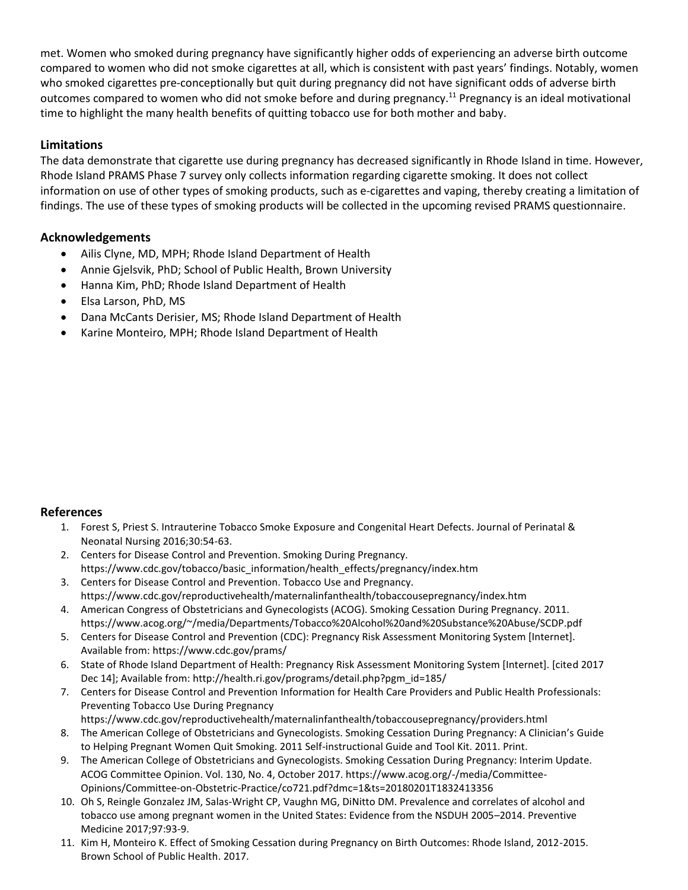met. Women who smoked during pregnancy have significantly higher odds of experiencing an adverse birth outcome compared to women who did not smoke cigarettes at all, which is consistent with past years' findings. Notably, women who smoked cigarettes pre-conceptionally but quit during pregnancy did not have significant odds of adverse birth outcomes compared to women who did not smoke before and during pregnancy.[11] Pregnancy is an ideal motivational time to highlight the many health benefits of quitting tobacco use for both mother and baby.

## Limitations

The data demonstrate that cigarette use during pregnancy has decreased significantly in Rhode Island in time. However, Rhode Island PRAMS Phase 7 survey only collects information regarding cigarette smoking. It does not collect information on use of other types of smoking products, such as e-cigarettes and vaping, thereby creating a limitation of findings. The use of these types of smoking products will be collected in the upcoming revised PRAMS questionnaire.

## Acknowledgements

- Ailis Clyne, MD, MPH; Rhode Island Department of Health
- Annie Gjelsvik, PhD; School of Public Health, Brown University
- Hanna Kim, PhD; Rhode Island Department of Health
- Elsa Larson, PhD, MS
- Dana McCants Derisier, MS; Rhode Island Department of Health
- Karine Monteiro, MPH; Rhode Island Department of Health

## References

1. Forest S, Priest S. Intrauterine Tobacco Smoke Exposure and Congenital Heart Defects. Journal of Perinatal & Neonatal Nursing 2016;30:54-63.
2. Centers for Disease Control and Prevention. Smoking During Pregnancy. https://www.cdc.gov/tobacco/basic_information/health_effects/pregnancy/index.htm
3. Centers for Disease Control and Prevention. Tobacco Use and Pregnancy. https://www.cdc.gov/reproductivehealth/maternalinfanthealth/tobaccousepregnancy/index.htm
4. American Congress of Obstetricians and Gynecologists (ACOG). Smoking Cessation During Pregnancy. 2011. https://www.acog.org/~/media/Departments/Tobacco%20Alcohol%20and%20Substance%20Abuse/SCDP.pdf
5. Centers for Disease Control and Prevention (CDC): Pregnancy Risk Assessment Monitoring System [Internet]. Available from: https://www.cdc.gov/prams/
6. State of Rhode Island Department of Health: Pregnancy Risk Assessment Monitoring System [Internet]. [cited 2017 Dec 14]; Available from: http://health.ri.gov/programs/detail.php?pgm_id=185/
7. Centers for Disease Control and Prevention Information for Health Care Providers and Public Health Professionals: Preventing Tobacco Use During Pregnancy https://www.cdc.gov/reproductivehealth/maternalinfanthealth/tobaccousepregnancy/providers.html
8. The American College of Obstetricians and Gynecologists. Smoking Cessation During Pregnancy: A Clinician's Guide to Helping Pregnant Women Quit Smoking. 2011 Self-instructional Guide and Tool Kit. 2011. Print.
9. The American College of Obstetricians and Gynecologists. Smoking Cessation During Pregnancy: Interim Update. ACOG Committee Opinion. Vol. 130, No. 4, October 2017. https://www.acog.org/-/media/Committee-Opinions/Committee-on-Obstetric-Practice/co721.pdf?dmc=1&ts=20180201T1832413356
10. Oh S, Reingle Gonzalez JM, Salas-Wright CP, Vaughn MG, DiNitto DM. Prevalence and correlates of alcohol and tobacco use among pregnant women in the United States: Evidence from the NSDUH 2005–2014. Preventive Medicine 2017;97:93-9.
11. Kim H, Monteiro K. Effect of Smoking Cessation during Pregnancy on Birth Outcomes: Rhode Island, 2012-2015. Brown School of Public Health. 2017.